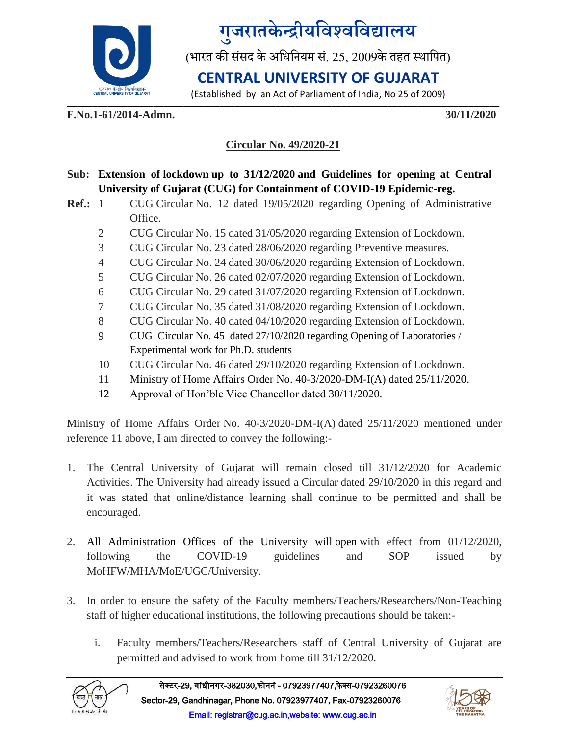# गुजरातकेन्द्रीयविश्वविद्यालय

(भारत की संसद के अधिनियम सं. 25, 2009के तहत स्थापित)

# CENTRAL UNIVERSITY OF GUJARAT

(Established by an Act of Parliament of India, No 25 of 2009)

**F.No.1-61/2014-Admn.** **30/11/2020**

## Circular No. 49/2020-21

**Sub: Extension of lockdown up to 31/12/2020 and Guidelines for opening at Central University of Gujarat (CUG) for Containment of COVID-19 Epidemic-reg.**

**Ref.:**
1. CUG Circular No. 12 dated 19/05/2020 regarding Opening of Administrative Office.
2. CUG Circular No. 15 dated 31/05/2020 regarding Extension of Lockdown.
3. CUG Circular No. 23 dated 28/06/2020 regarding Preventive measures.
4. CUG Circular No. 24 dated 30/06/2020 regarding Extension of Lockdown.
5. CUG Circular No. 26 dated 02/07/2020 regarding Extension of Lockdown.
6. CUG Circular No. 29 dated 31/07/2020 regarding Extension of Lockdown.
7. CUG Circular No. 35 dated 31/08/2020 regarding Extension of Lockdown.
8. CUG Circular No. 40 dated 04/10/2020 regarding Extension of Lockdown.
9. CUG Circular No. 45 dated 27/10/2020 regarding Opening of Laboratories / Experimental work for Ph.D. students
10. CUG Circular No. 46 dated 29/10/2020 regarding Extension of Lockdown.
11. Ministry of Home Affairs Order No. 40-3/2020-DM-I(A) dated 25/11/2020.
12. Approval of Hon'ble Vice Chancellor dated 30/11/2020.

Ministry of Home Affairs Order No. 40-3/2020-DM-I(A) dated 25/11/2020 mentioned under reference 11 above, I am directed to convey the following:-

1. The Central University of Gujarat will remain closed till 31/12/2020 for Academic Activities. The University had already issued a Circular dated 29/10/2020 in this regard and it was stated that online/distance learning shall continue to be permitted and shall be encouraged.

2. All Administration Offices of the University will open with effect from 01/12/2020, following the COVID-19 guidelines and SOP issued by MoHFW/MHA/MoE/UGC/University.

3. In order to ensure the safety of the Faculty members/Teachers/Researchers/Non-Teaching staff of higher educational institutions, the following precautions should be taken:-

   i. Faculty members/Teachers/Researchers staff of Central University of Gujarat are permitted and advised to work from home till 31/12/2020.

सेक्टर-29, गांधीनगर-382030,फोननं - 07923977407,फेक्स-07923260076
Sector-29, Gandhinagar, Phone No. 07923977407, Fax-07923260076
Email: registrar@cug.ac.in,website: www.cug.ac.in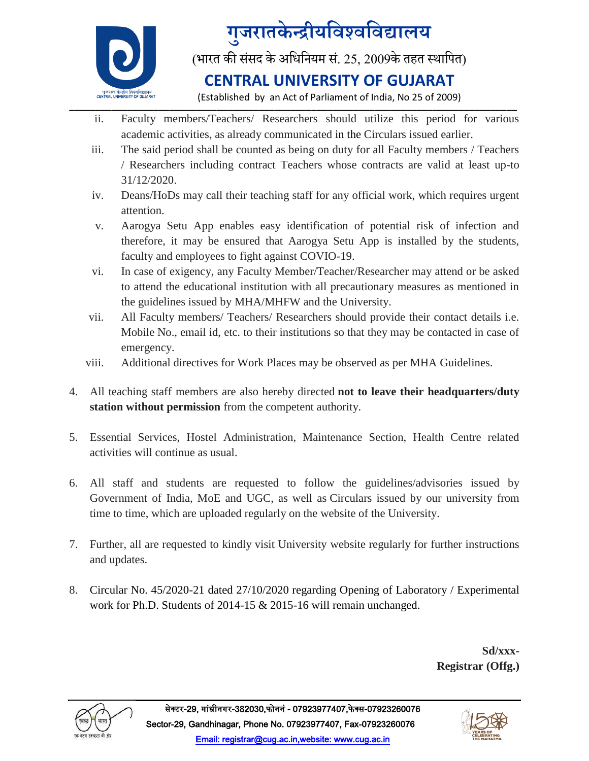ii. Faculty members/Teachers/ Researchers should utilize this period for various academic activities, as already communicated in the Circulars issued earlier.

iii. The said period shall be counted as being on duty for all Faculty members / Teachers / Researchers including contract Teachers whose contracts are valid at least up-to 31/12/2020.

iv. Deans/HoDs may call their teaching staff for any official work, which requires urgent attention.

v. Aarogya Setu App enables easy identification of potential risk of infection and therefore, it may be ensured that Aarogya Setu App is installed by the students, faculty and employees to fight against COVIO-19.

vi. In case of exigency, any Faculty Member/Teacher/Researcher may attend or be asked to attend the educational institution with all precautionary measures as mentioned in the guidelines issued by MHA/MHFW and the University.

vii. All Faculty members/ Teachers/ Researchers should provide their contact details i.e. Mobile No., email id, etc. to their institutions so that they may be contacted in case of emergency.

viii. Additional directives for Work Places may be observed as per MHA Guidelines.

4. All teaching staff members are also hereby directed **not to leave their headquarters/duty station without permission** from the competent authority.

5. Essential Services, Hostel Administration, Maintenance Section, Health Centre related activities will continue as usual.

6. All staff and students are requested to follow the guidelines/advisories issued by Government of India, MoE and UGC, as well as Circulars issued by our university from time to time, which are uploaded regularly on the website of the University.

7. Further, all are requested to kindly visit University website regularly for further instructions and updates.

8. Circular No. 45/2020-21 dated 27/10/2020 regarding Opening of Laboratory / Experimental work for Ph.D. Students of 2014-15 & 2015-16 will remain unchanged.

**Sd/xxx-**
**Registrar (Offg.)**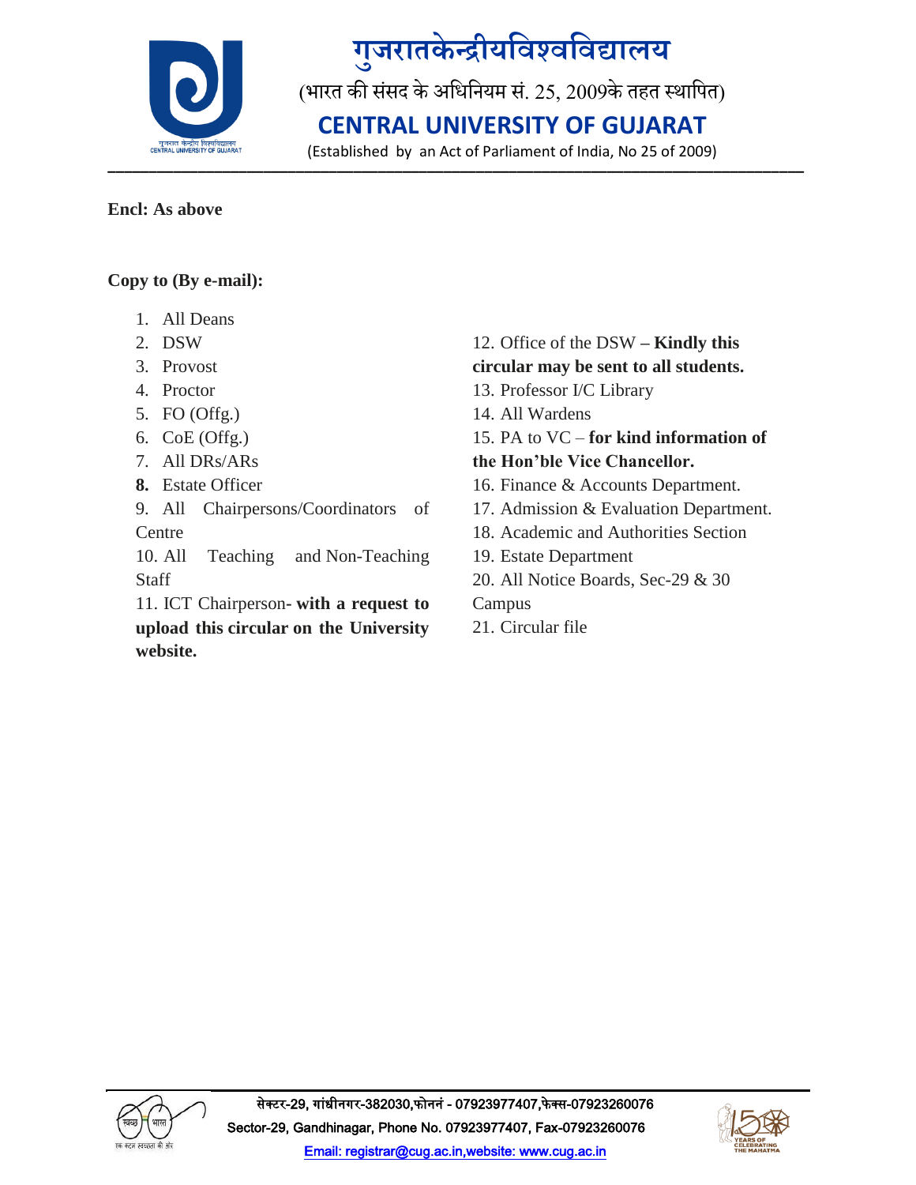**Encl: As above**

**Copy to (By e-mail):**

1. All Deans
2. DSW
3. Provost
4. Proctor
5. FO (Offg.)
6. CoE (Offg.)
7. All DRs/ARs
8. Estate Officer
9. All Chairpersons/Coordinators of Centre
10. All Teaching and Non-Teaching Staff
11. ICT Chairperson- **with a request to upload this circular on the University website.**
12. Office of the DSW **– Kindly this circular may be sent to all students.**
13. Professor I/C Library
14. All Wardens
15. PA to VC – **for kind information of the Hon'ble Vice Chancellor.**
16. Finance & Accounts Department.
17. Admission & Evaluation Department.
18. Academic and Authorities Section
19. Estate Department
20. All Notice Boards, Sec-29 & 30 Campus
21. Circular file